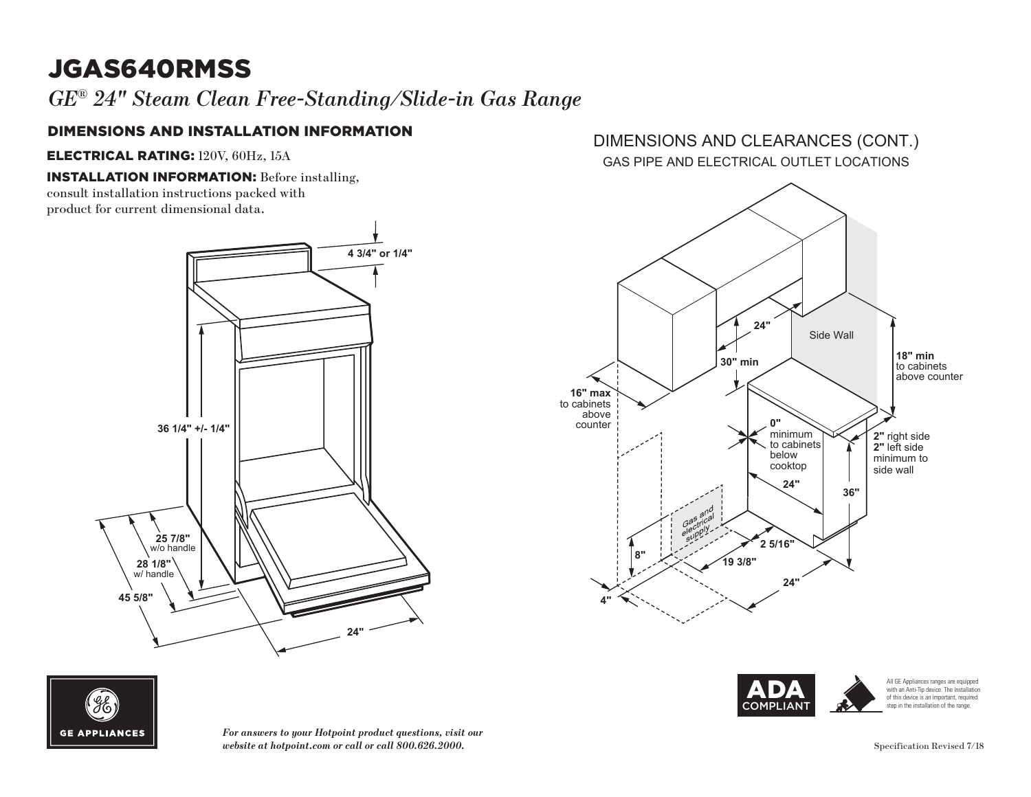# JGAS640RMSS

*GE® 24" Steam Clean Free-Standing/Slide-in Gas Range*

## DIMENSIONS AND INSTALLATION INFORMATION

**ELECTRICAL RATING:** 120V, 60Hz, 15A

**INSTALLATION INFORMATION:** Before installing, consult installation instructions packed with product for current dimensional data.

4 3/4" or 1/4"

36 1/4" +/- 1/4"

25 7/8" w/o handle

28 1/8" w/ handle

45 5/8"

24"

## DIMENSIONS AND CLEARANCES (CONT.)

GAS PIPE AND ELECTRICAL OUTLET LOCATIONS

24"

30" min

Side Wall

18" min to cabinets above counter

16" max to cabinets above counter

0" minimum to cabinets below cooktop

2" right side
2" left side
minimum to side wall

24"

36"

Gas and electrical supply

8"

2 5/16"

19 3/8"

24"

4"

ADA COMPLIANT

All GE Appliances ranges are equipped with an Anti-Tip device. The installation of this device is an important, required step in the installation of the range.

GE APPLIANCES

*For answers to your Hotpoint product questions, visit our website at hotpoint.com or call or call 800.626.2000.*

Specification Revised 7/18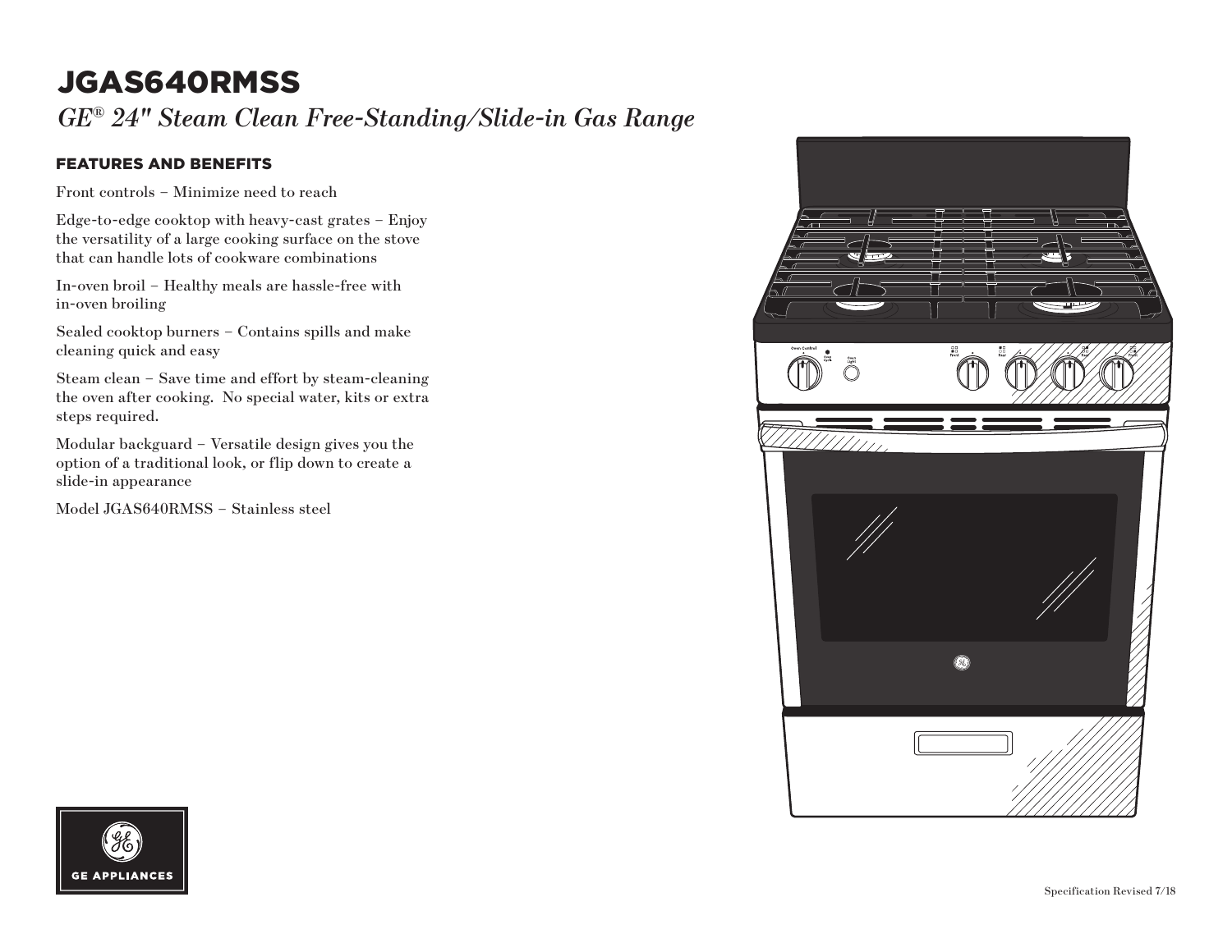# JGAS640RMSS

*GE® 24" Steam Clean Free-Standing/Slide-in Gas Range*

## FEATURES AND BENEFITS

Front controls – Minimize need to reach

Edge-to-edge cooktop with heavy-cast grates – Enjoy the versatility of a large cooking surface on the stove that can handle lots of cookware combinations

In-oven broil – Healthy meals are hassle-free with in-oven broiling

Sealed cooktop burners – Contains spills and make cleaning quick and easy

Steam clean – Save time and effort by steam-cleaning the oven after cooking. No special water, kits or extra steps required.

Modular backguard – Versatile design gives you the option of a traditional look, or flip down to create a slide-in appearance

Model JGAS640RMSS – Stainless steel

GE APPLIANCES

Specification Revised 7/18